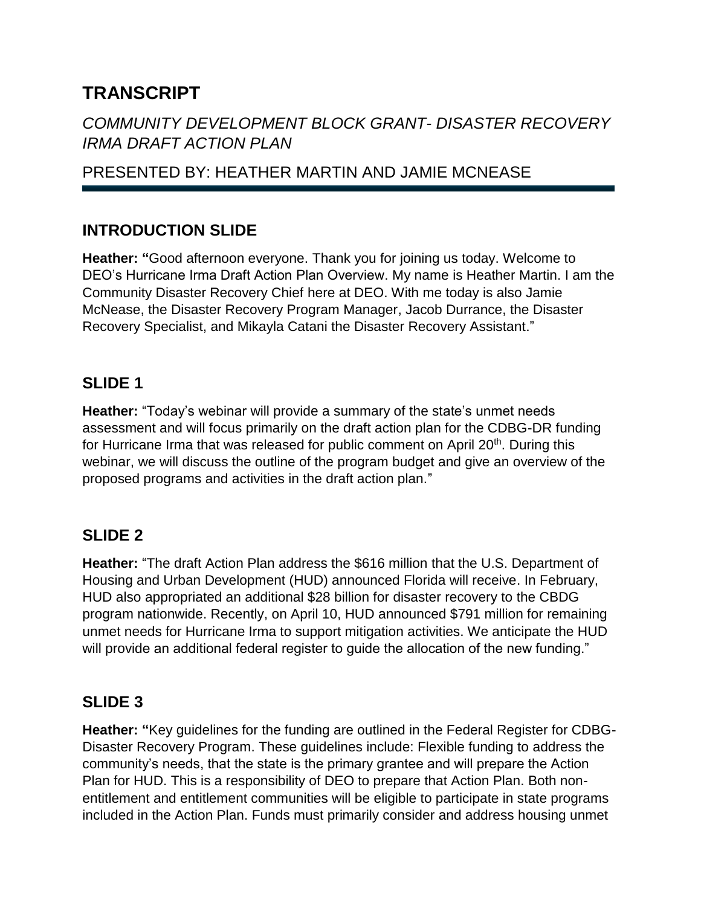# TRANSCRIPT

## *COMMUNITY DEVELOPMENT BLOCK GRANT- DISASTER RECOVERY IRMA DRAFT ACTION PLAN*

## PRESENTED BY: HEATHER MARTIN AND JAMIE MCNEASE

---

### INTRODUCTION SLIDE

**Heather: "**Good afternoon everyone. Thank you for joining us today. Welcome to DEO's Hurricane Irma Draft Action Plan Overview. My name is Heather Martin. I am the Community Disaster Recovery Chief here at DEO. With me today is also Jamie McNease, the Disaster Recovery Program Manager, Jacob Durrance, the Disaster Recovery Specialist, and Mikayla Catani the Disaster Recovery Assistant."

### SLIDE 1

**Heather:** "Today's webinar will provide a summary of the state's unmet needs assessment and will focus primarily on the draft action plan for the CDBG-DR funding for Hurricane Irma that was released for public comment on April 20th. During this webinar, we will discuss the outline of the program budget and give an overview of the proposed programs and activities in the draft action plan."

### SLIDE 2

**Heather:** "The draft Action Plan address the $616 million that the U.S. Department of Housing and Urban Development (HUD) announced Florida will receive. In February, HUD also appropriated an additional $28 billion for disaster recovery to the CBDG program nationwide. Recently, on April 10, HUD announced $791 million for remaining unmet needs for Hurricane Irma to support mitigation activities. We anticipate the HUD will provide an additional federal register to guide the allocation of the new funding."

### SLIDE 3

**Heather: "**Key guidelines for the funding are outlined in the Federal Register for CDBG-Disaster Recovery Program. These guidelines include: Flexible funding to address the community's needs, that the state is the primary grantee and will prepare the Action Plan for HUD. This is a responsibility of DEO to prepare that Action Plan. Both non-entitlement and entitlement communities will be eligible to participate in state programs included in the Action Plan. Funds must primarily consider and address housing unmet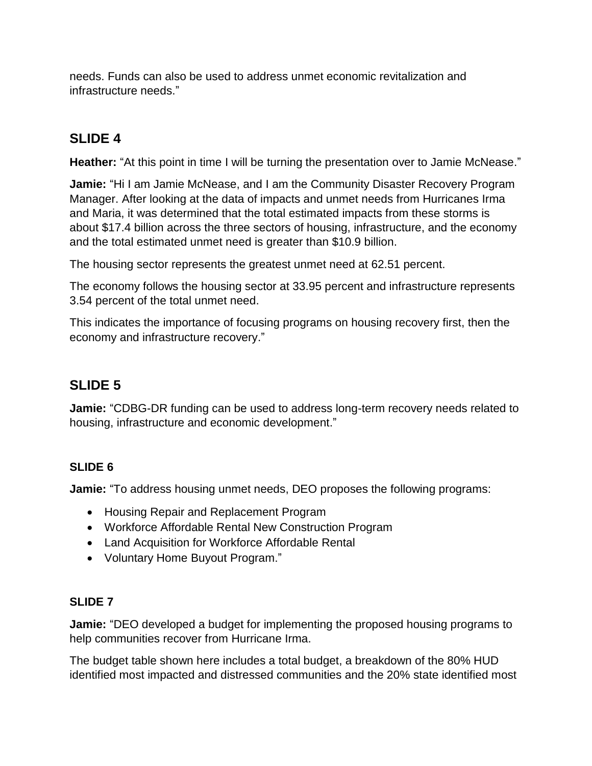needs. Funds can also be used to address unmet economic revitalization and infrastructure needs."

## SLIDE 4

**Heather:** "At this point in time I will be turning the presentation over to Jamie McNease."

**Jamie:** "Hi I am Jamie McNease, and I am the Community Disaster Recovery Program Manager. After looking at the data of impacts and unmet needs from Hurricanes Irma and Maria, it was determined that the total estimated impacts from these storms is about $17.4 billion across the three sectors of housing, infrastructure, and the economy and the total estimated unmet need is greater than $10.9 billion.

The housing sector represents the greatest unmet need at 62.51 percent.

The economy follows the housing sector at 33.95 percent and infrastructure represents 3.54 percent of the total unmet need.

This indicates the importance of focusing programs on housing recovery first, then the economy and infrastructure recovery."

## SLIDE 5

**Jamie:** "CDBG-DR funding can be used to address long-term recovery needs related to housing, infrastructure and economic development."

### SLIDE 6

**Jamie:** "To address housing unmet needs, DEO proposes the following programs:

- Housing Repair and Replacement Program
- Workforce Affordable Rental New Construction Program
- Land Acquisition for Workforce Affordable Rental
- Voluntary Home Buyout Program."

### SLIDE 7

**Jamie:** "DEO developed a budget for implementing the proposed housing programs to help communities recover from Hurricane Irma.

The budget table shown here includes a total budget, a breakdown of the 80% HUD identified most impacted and distressed communities and the 20% state identified most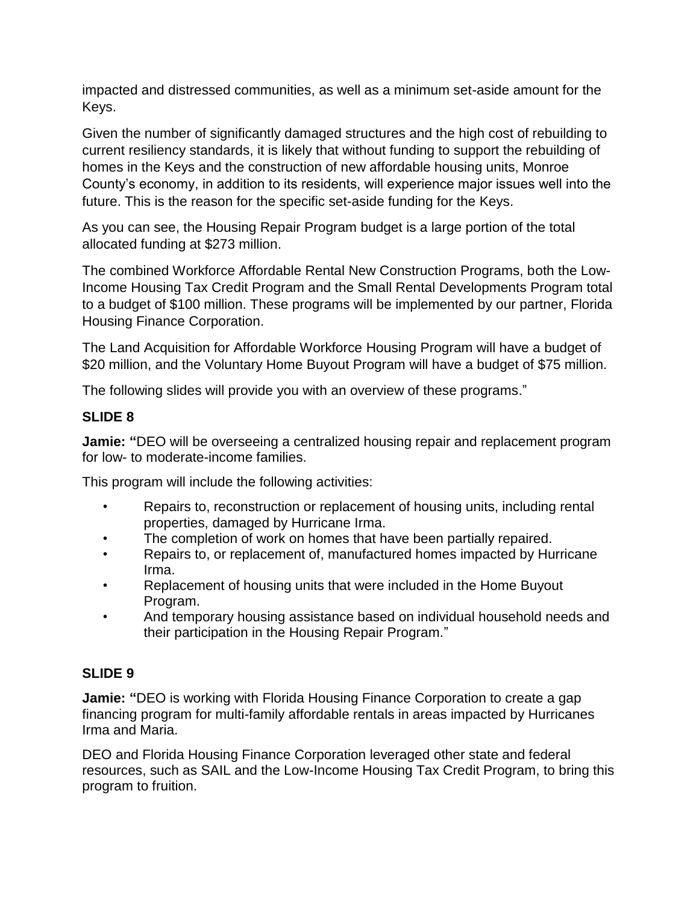impacted and distressed communities, as well as a minimum set-aside amount for the Keys.

Given the number of significantly damaged structures and the high cost of rebuilding to current resiliency standards, it is likely that without funding to support the rebuilding of homes in the Keys and the construction of new affordable housing units, Monroe County's economy, in addition to its residents, will experience major issues well into the future. This is the reason for the specific set-aside funding for the Keys.

As you can see, the Housing Repair Program budget is a large portion of the total allocated funding at $273 million.

The combined Workforce Affordable Rental New Construction Programs, both the Low-Income Housing Tax Credit Program and the Small Rental Developments Program total to a budget of $100 million. These programs will be implemented by our partner, Florida Housing Finance Corporation.

The Land Acquisition for Affordable Workforce Housing Program will have a budget of $20 million, and the Voluntary Home Buyout Program will have a budget of $75 million.

The following slides will provide you with an overview of these programs."

## SLIDE 8

**Jamie: "**DEO will be overseeing a centralized housing repair and replacement program for low- to moderate-income families.

This program will include the following activities:

- Repairs to, reconstruction or replacement of housing units, including rental properties, damaged by Hurricane Irma.
- The completion of work on homes that have been partially repaired.
- Repairs to, or replacement of, manufactured homes impacted by Hurricane Irma.
- Replacement of housing units that were included in the Home Buyout Program.
- And temporary housing assistance based on individual household needs and their participation in the Housing Repair Program."

## SLIDE 9

**Jamie: "**DEO is working with Florida Housing Finance Corporation to create a gap financing program for multi-family affordable rentals in areas impacted by Hurricanes Irma and Maria.

DEO and Florida Housing Finance Corporation leveraged other state and federal resources, such as SAIL and the Low-Income Housing Tax Credit Program, to bring this program to fruition.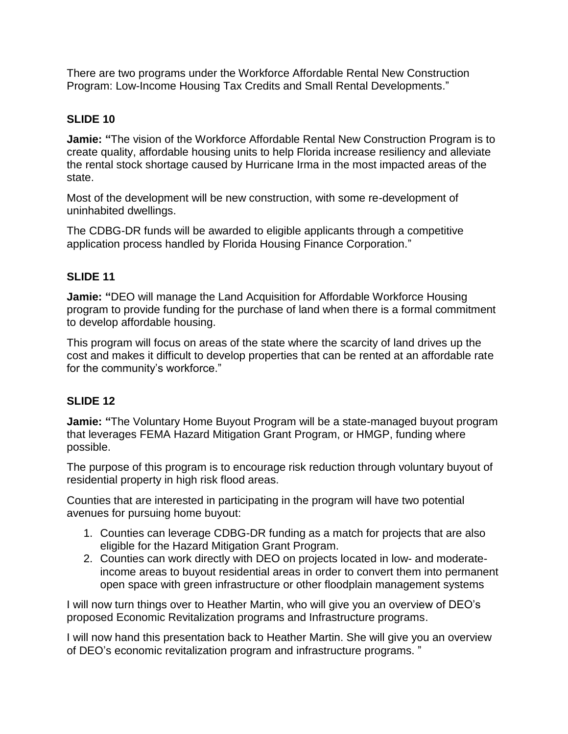There are two programs under the Workforce Affordable Rental New Construction Program: Low-Income Housing Tax Credits and Small Rental Developments."

### SLIDE 10

**Jamie: "**The vision of the Workforce Affordable Rental New Construction Program is to create quality, affordable housing units to help Florida increase resiliency and alleviate the rental stock shortage caused by Hurricane Irma in the most impacted areas of the state.

Most of the development will be new construction, with some re-development of uninhabited dwellings.

The CDBG-DR funds will be awarded to eligible applicants through a competitive application process handled by Florida Housing Finance Corporation."

### SLIDE 11

**Jamie: "**DEO will manage the Land Acquisition for Affordable Workforce Housing program to provide funding for the purchase of land when there is a formal commitment to develop affordable housing.

This program will focus on areas of the state where the scarcity of land drives up the cost and makes it difficult to develop properties that can be rented at an affordable rate for the community's workforce."

### SLIDE 12

**Jamie: "**The Voluntary Home Buyout Program will be a state-managed buyout program that leverages FEMA Hazard Mitigation Grant Program, or HMGP, funding where possible.

The purpose of this program is to encourage risk reduction through voluntary buyout of residential property in high risk flood areas.

Counties that are interested in participating in the program will have two potential avenues for pursuing home buyout:

1. Counties can leverage CDBG-DR funding as a match for projects that are also eligible for the Hazard Mitigation Grant Program.
2. Counties can work directly with DEO on projects located in low- and moderate-income areas to buyout residential areas in order to convert them into permanent open space with green infrastructure or other floodplain management systems

I will now turn things over to Heather Martin, who will give you an overview of DEO's proposed Economic Revitalization programs and Infrastructure programs.

I will now hand this presentation back to Heather Martin. She will give you an overview of DEO's economic revitalization program and infrastructure programs. "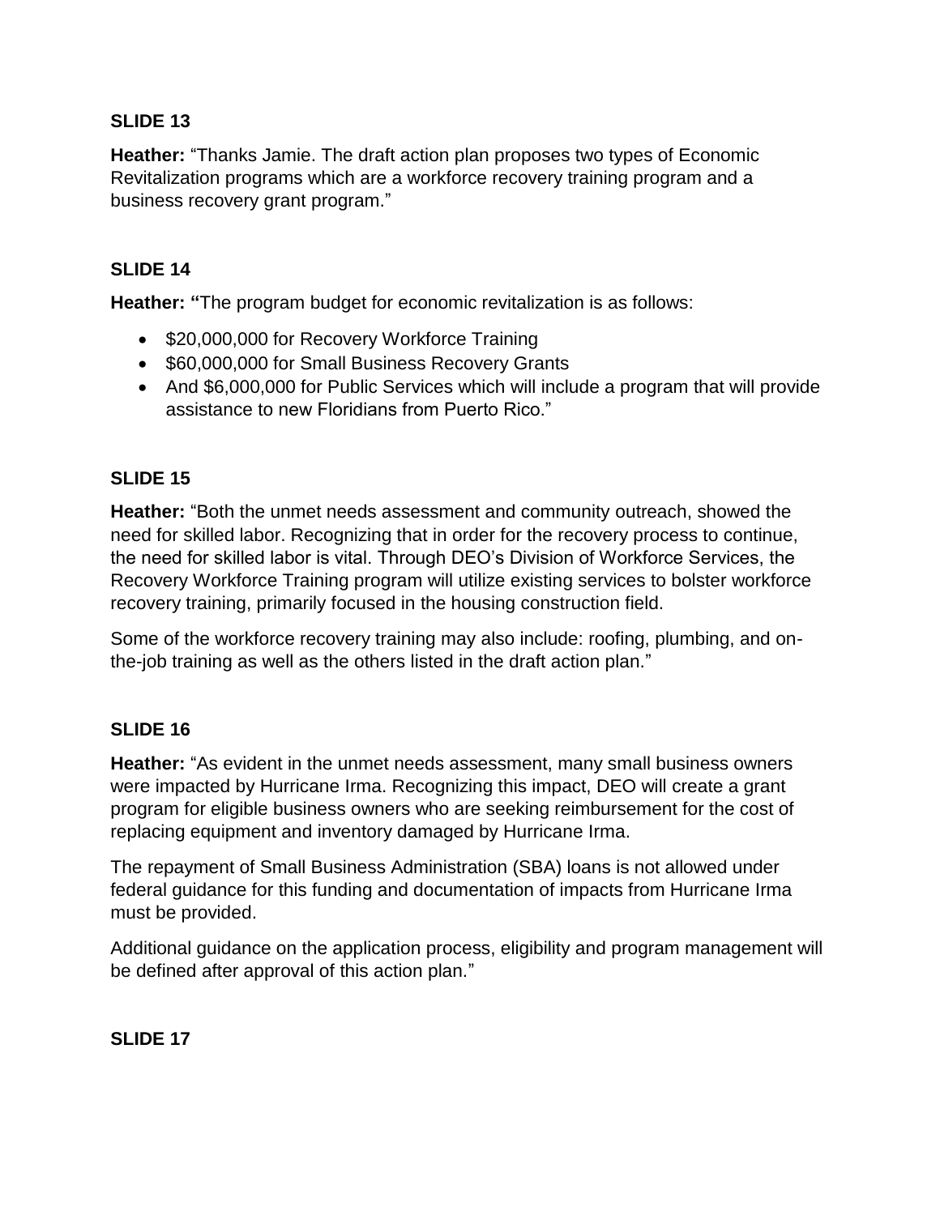**SLIDE 13**

**Heather:** "Thanks Jamie. The draft action plan proposes two types of Economic Revitalization programs which are a workforce recovery training program and a business recovery grant program."

**SLIDE 14**

**Heather: "**The program budget for economic revitalization is as follows:

- $20,000,000 for Recovery Workforce Training
- $60,000,000 for Small Business Recovery Grants
- And $6,000,000 for Public Services which will include a program that will provide assistance to new Floridians from Puerto Rico."

**SLIDE 15**

**Heather:** "Both the unmet needs assessment and community outreach, showed the need for skilled labor. Recognizing that in order for the recovery process to continue, the need for skilled labor is vital. Through DEO's Division of Workforce Services, the Recovery Workforce Training program will utilize existing services to bolster workforce recovery training, primarily focused in the housing construction field.

Some of the workforce recovery training may also include: roofing, plumbing, and on-the-job training as well as the others listed in the draft action plan."

**SLIDE 16**

**Heather:** "As evident in the unmet needs assessment, many small business owners were impacted by Hurricane Irma. Recognizing this impact, DEO will create a grant program for eligible business owners who are seeking reimbursement for the cost of replacing equipment and inventory damaged by Hurricane Irma.

The repayment of Small Business Administration (SBA) loans is not allowed under federal guidance for this funding and documentation of impacts from Hurricane Irma must be provided.

Additional guidance on the application process, eligibility and program management will be defined after approval of this action plan."

**SLIDE 17**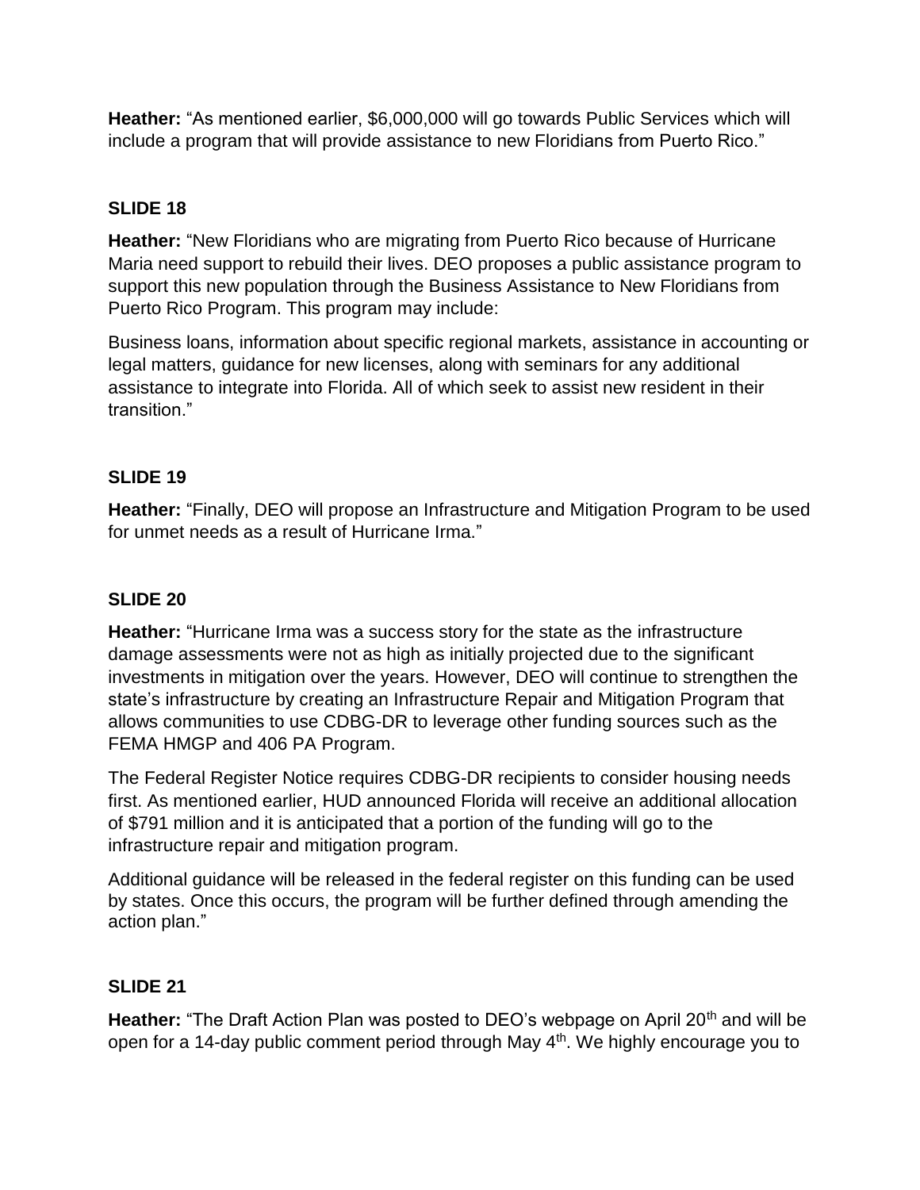**Heather:** "As mentioned earlier, $6,000,000 will go towards Public Services which will include a program that will provide assistance to new Floridians from Puerto Rico."

### SLIDE 18

**Heather:** "New Floridians who are migrating from Puerto Rico because of Hurricane Maria need support to rebuild their lives. DEO proposes a public assistance program to support this new population through the Business Assistance to New Floridians from Puerto Rico Program. This program may include:

Business loans, information about specific regional markets, assistance in accounting or legal matters, guidance for new licenses, along with seminars for any additional assistance to integrate into Florida. All of which seek to assist new resident in their transition."

### SLIDE 19

**Heather:** "Finally, DEO will propose an Infrastructure and Mitigation Program to be used for unmet needs as a result of Hurricane Irma."

### SLIDE 20

**Heather:** "Hurricane Irma was a success story for the state as the infrastructure damage assessments were not as high as initially projected due to the significant investments in mitigation over the years. However, DEO will continue to strengthen the state's infrastructure by creating an Infrastructure Repair and Mitigation Program that allows communities to use CDBG-DR to leverage other funding sources such as the FEMA HMGP and 406 PA Program.

The Federal Register Notice requires CDBG-DR recipients to consider housing needs first. As mentioned earlier, HUD announced Florida will receive an additional allocation of $791 million and it is anticipated that a portion of the funding will go to the infrastructure repair and mitigation program.

Additional guidance will be released in the federal register on this funding can be used by states. Once this occurs, the program will be further defined through amending the action plan."

### SLIDE 21

**Heather:** "The Draft Action Plan was posted to DEO's webpage on April 20th and will be open for a 14-day public comment period through May 4th. We highly encourage you to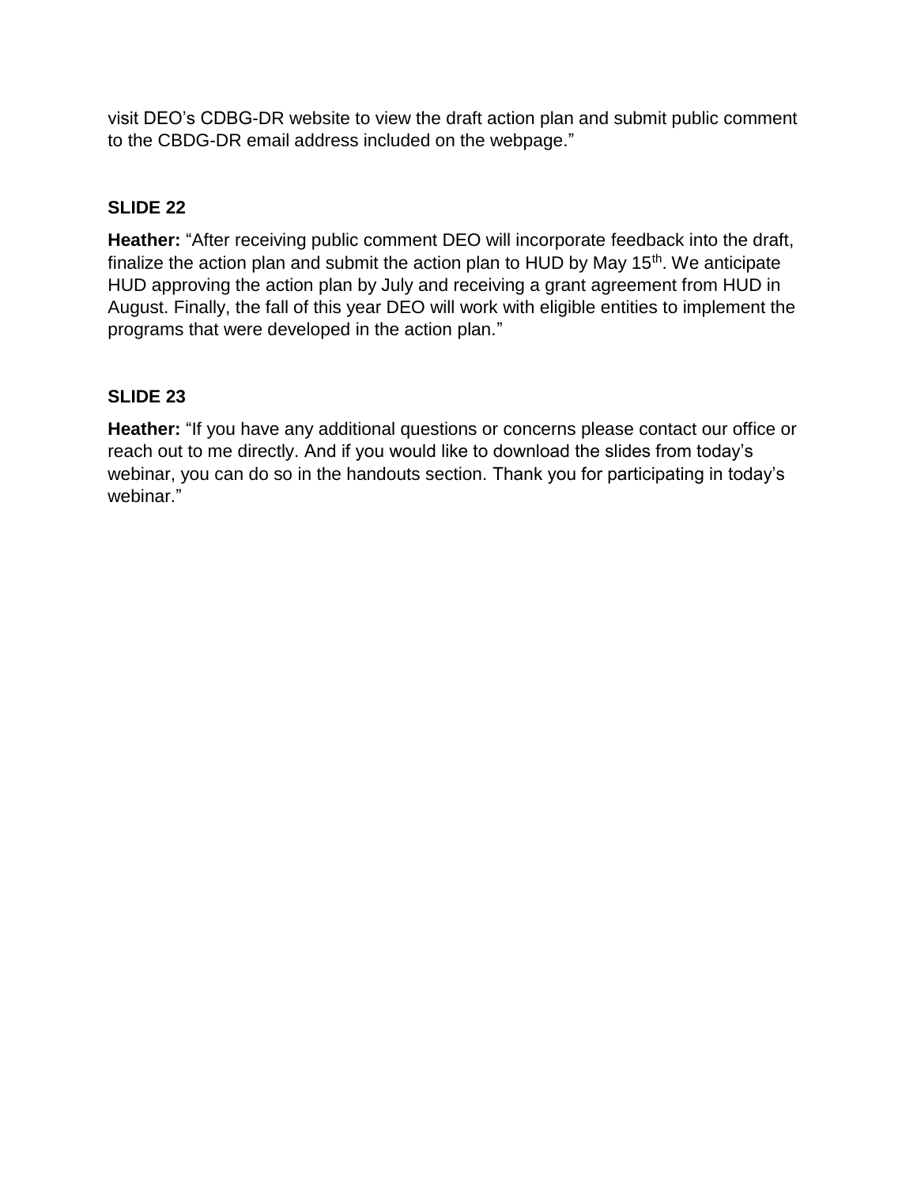visit DEO’s CDBG-DR website to view the draft action plan and submit public comment to the CBDG-DR email address included on the webpage.”

### SLIDE 22

**Heather:** “After receiving public comment DEO will incorporate feedback into the draft, finalize the action plan and submit the action plan to HUD by May 15th. We anticipate HUD approving the action plan by July and receiving a grant agreement from HUD in August. Finally, the fall of this year DEO will work with eligible entities to implement the programs that were developed in the action plan.”

### SLIDE 23

**Heather:** “If you have any additional questions or concerns please contact our office or reach out to me directly. And if you would like to download the slides from today’s webinar, you can do so in the handouts section. Thank you for participating in today’s webinar.”